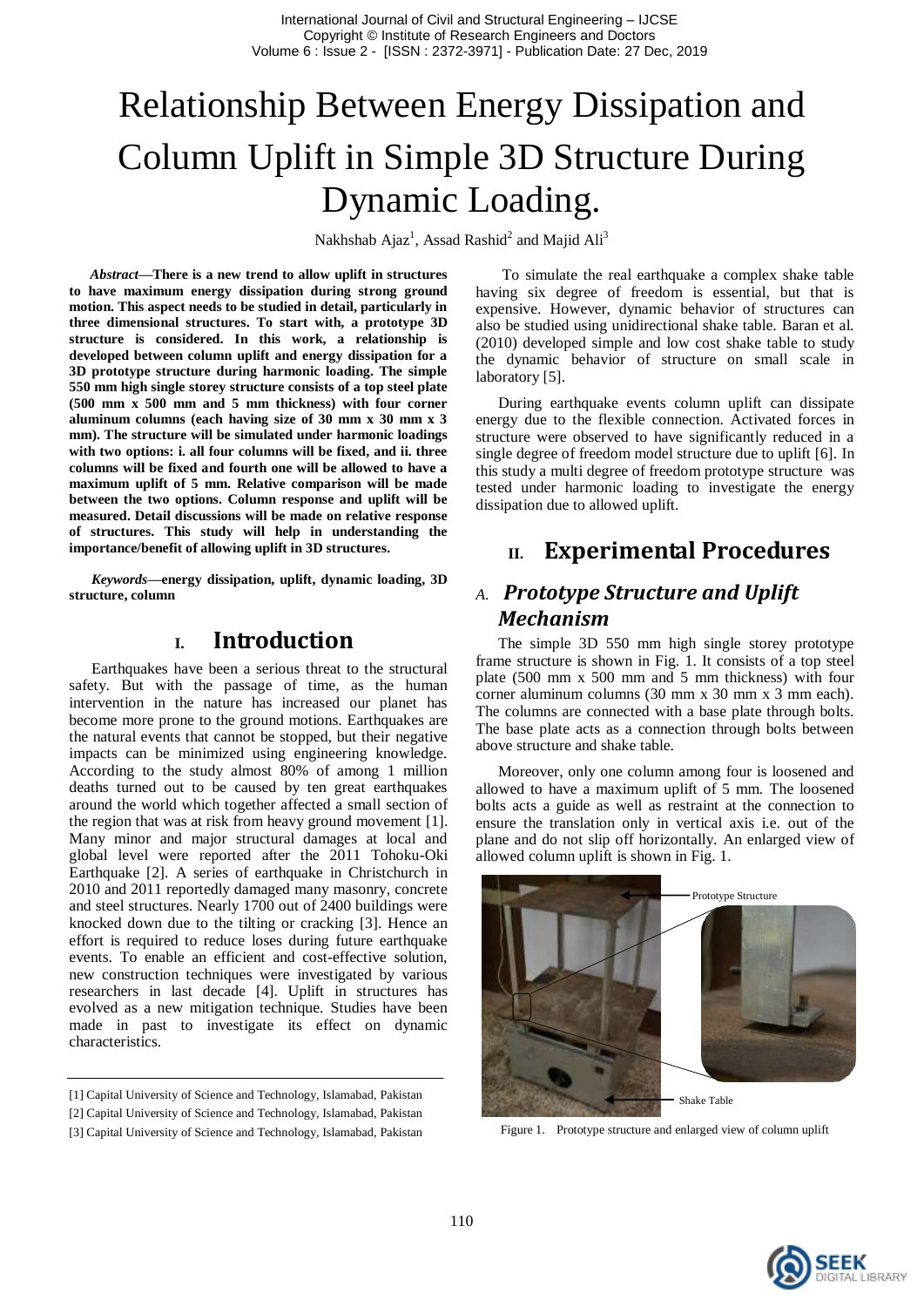# Relationship Between Energy Dissipation and Column Uplift in Simple 3D Structure During Dynamic Loading.

Nakhshab Ajaz[1], Assad Rashid[2] and Majid Ali[3]

***Abstract*—There is a new trend to allow uplift in structures to have maximum energy dissipation during strong ground motion. This aspect needs to be studied in detail, particularly in three dimensional structures. To start with, a prototype 3D structure is considered. In this work, a relationship is developed between column uplift and energy dissipation for a 3D prototype structure during harmonic loading. The simple 550 mm high single storey structure consists of a top steel plate (500 mm x 500 mm and 5 mm thickness) with four corner aluminum columns (each having size of 30 mm x 30 mm x 3 mm). The structure will be simulated under harmonic loadings with two options: i. all four columns will be fixed, and ii. three columns will be fixed and fourth one will be allowed to have a maximum uplift of 5 mm. Relative comparison will be made between the two options. Column response and uplift will be measured. Detail discussions will be made on relative response of structures. This study will help in understanding the importance/benefit of allowing uplift in 3D structures.**

***Keywords*—energy dissipation, uplift, dynamic loading, 3D structure, column**

## I. Introduction

Earthquakes have been a serious threat to the structural safety. But with the passage of time, as the human intervention in the nature has increased our planet has become more prone to the ground motions. Earthquakes are the natural events that cannot be stopped, but their negative impacts can be minimized using engineering knowledge. According to the study almost 80% of among 1 million deaths turned out to be caused by ten great earthquakes around the world which together affected a small section of the region that was at risk from heavy ground movement [1]. Many minor and major structural damages at local and global level were reported after the 2011 Tohoku-Oki Earthquake [2]. A series of earthquake in Christchurch in 2010 and 2011 reportedly damaged many masonry, concrete and steel structures. Nearly 1700 out of 2400 buildings were knocked down due to the tilting or cracking [3]. Hence an effort is required to reduce loses during future earthquake events. To enable an efficient and cost-effective solution, new construction techniques were investigated by various researchers in last decade [4]. Uplift in structures has evolved as a new mitigation technique. Studies have been made in past to investigate its effect on dynamic characteristics.

[1] Capital University of Science and Technology, Islamabad, Pakistan

[2] Capital University of Science and Technology, Islamabad, Pakistan

[3] Capital University of Science and Technology, Islamabad, Pakistan

To simulate the real earthquake a complex shake table having six degree of freedom is essential, but that is expensive. However, dynamic behavior of structures can also be studied using unidirectional shake table. Baran et al. (2010) developed simple and low cost shake table to study the dynamic behavior of structure on small scale in laboratory [5].

During earthquake events column uplift can dissipate energy due to the flexible connection. Activated forces in structure were observed to have significantly reduced in a single degree of freedom model structure due to uplift [6]. In this study a multi degree of freedom prototype structure was tested under harmonic loading to investigate the energy dissipation due to allowed uplift.

## II. Experimental Procedures

### A. Prototype Structure and Uplift Mechanism

The simple 3D 550 mm high single storey prototype frame structure is shown in Fig. 1. It consists of a top steel plate (500 mm x 500 mm and 5 mm thickness) with four corner aluminum columns (30 mm x 30 mm x 3 mm each). The columns are connected with a base plate through bolts. The base plate acts as a connection through bolts between above structure and shake table.

Moreover, only one column among four is loosened and allowed to have a maximum uplift of 5 mm. The loosened bolts acts a guide as well as restraint at the connection to ensure the translation only in vertical axis i.e. out of the plane and do not slip off horizontally. An enlarged view of allowed column uplift is shown in Fig. 1.

Prototype Structure

Shake Table

Figure 1. Prototype structure and enlarged view of column uplift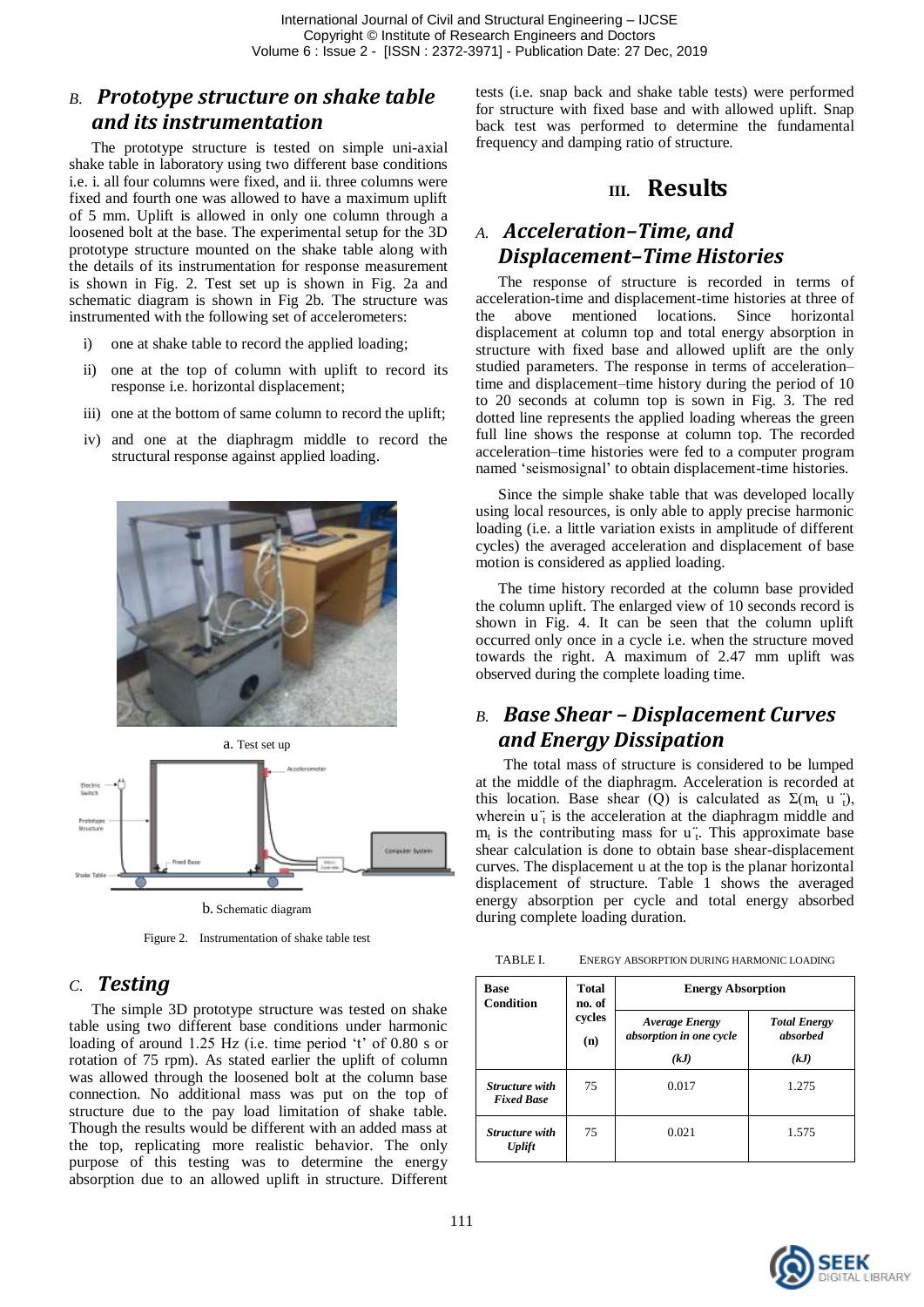## B. *Prototype structure on shake table and its instrumentation*

The prototype structure is tested on simple uni-axial shake table in laboratory using two different base conditions i.e. i. all four columns were fixed, and ii. three columns were fixed and fourth one was allowed to have a maximum uplift of 5 mm. Uplift is allowed in only one column through a loosened bolt at the base. The experimental setup for the 3D prototype structure mounted on the shake table along with the details of its instrumentation for response measurement is shown in Fig. 2. Test set up is shown in Fig. 2a and schematic diagram is shown in Fig 2b. The structure was instrumented with the following set of accelerometers:

i) one at shake table to record the applied loading;

ii) one at the top of column with uplift to record its response i.e. horizontal displacement;

iii) one at the bottom of same column to record the uplift;

iv) and one at the diaphragm middle to record the structural response against applied loading.

a. Test set up

b. Schematic diagram

Figure 2. Instrumentation of shake table test

## C. *Testing*

The simple 3D prototype structure was tested on shake table using two different base conditions under harmonic loading of around 1.25 Hz (i.e. time period 't' of 0.80 s or rotation of 75 rpm). As stated earlier the uplift of column was allowed through the loosened bolt at the column base connection. No additional mass was put on the top of structure due to the pay load limitation of shake table. Though the results would be different with an added mass at the top, replicating more realistic behavior. The only purpose of this testing was to determine the energy absorption due to an allowed uplift in structure. Different tests (i.e. snap back and shake table tests) were performed for structure with fixed base and with allowed uplift. Snap back test was performed to determine the fundamental frequency and damping ratio of structure.

# III. Results

## A. *Acceleration–Time, and Displacement–Time Histories*

The response of structure is recorded in terms of acceleration-time and displacement-time histories at three of the above mentioned locations. Since horizontal displacement at column top and total energy absorption in structure with fixed base and allowed uplift are the only studied parameters. The response in terms of acceleration–time and displacement–time history during the period of 10 to 20 seconds at column top is sown in Fig. 3. The red dotted line represents the applied loading whereas the green full line shows the response at column top. The recorded acceleration–time histories were fed to a computer program named 'seismosignal' to obtain displacement-time histories.

Since the simple shake table that was developed locally using local resources, is only able to apply precise harmonic loading (i.e. a little variation exists in amplitude of different cycles) the averaged acceleration and displacement of base motion is considered as applied loading.

The time history recorded at the column base provided the column uplift. The enlarged view of 10 seconds record is shown in Fig. 4. It can be seen that the column uplift occurred only once in a cycle i.e. when the structure moved towards the right. A maximum of 2.47 mm uplift was observed during the complete loading time.

## B. *Base Shear – Displacement Curves and Energy Dissipation*

The total mass of structure is considered to be lumped at the middle of the diaphragm. Acceleration is recorded at this location. Base shear (Q) is calculated as $\Sigma(m_t \ddot{u}_t)$, wherein $\ddot{u}_t$ is the acceleration at the diaphragm middle and $m_t$ is the contributing mass for $\ddot{u}_t$. This approximate base shear calculation is done to obtain base shear-displacement curves. The displacement u at the top is the planar horizontal displacement of structure. Table 1 shows the averaged energy absorption per cycle and total energy absorbed during complete loading duration.

TABLE I. ENERGY ABSORPTION DURING HARMONIC LOADING

| Base Condition | Total no. of cycles (n) | Energy Absorption | |
|---|---|---|---|
| | | *Average Energy absorption in one cycle* *(kJ)* | *Total Energy absorbed* *(kJ)* |
| *Structure with Fixed Base* | 75 | 0.017 | 1.275 |
| *Structure with Uplift* | 75 | 0.021 | 1.575 |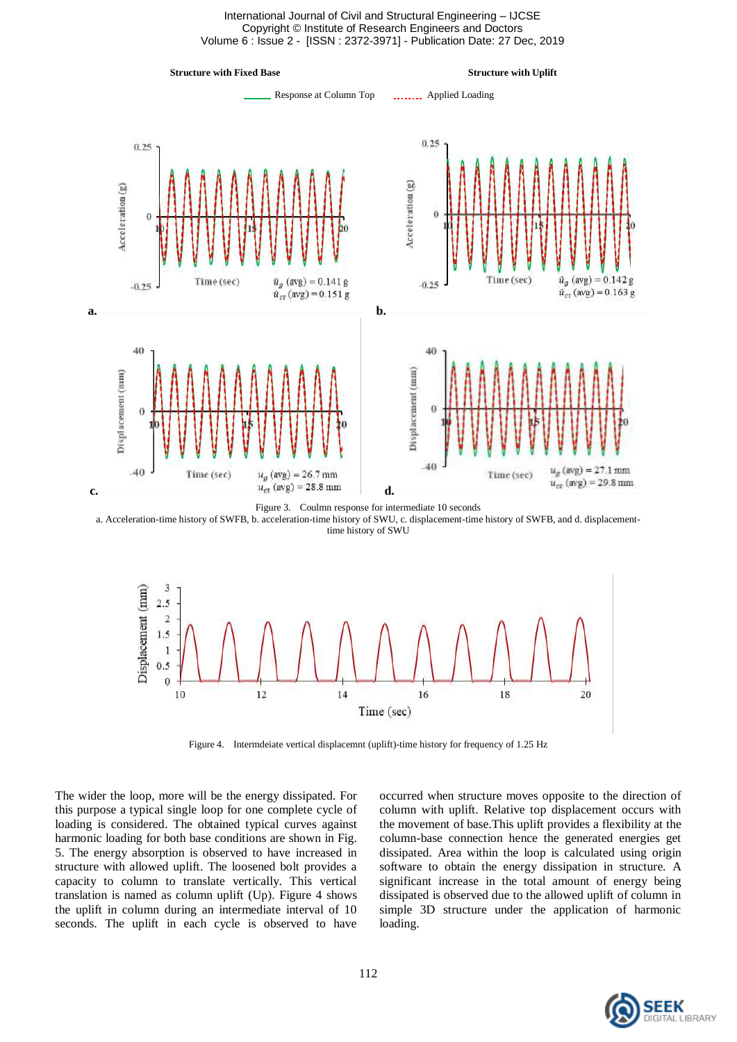Figure 3. Coulmn response for intermediate 10 seconds

a. Acceleration-time history of SWFB, b. acceleration-time history of SWU, c. displacement-time history of SWFB, and d. displacement-time history of SWU

Figure 4. Intermdeiate vertical displacemnt (uplift)-time history for frequency of 1.25 Hz

The wider the loop, more will be the energy dissipated. For this purpose a typical single loop for one complete cycle of loading is considered. The obtained typical curves against harmonic loading for both base conditions are shown in Fig. 5. The energy absorption is observed to have increased in structure with allowed uplift. The loosened bolt provides a capacity to column to translate vertically. This vertical translation is named as column uplift (Up). Figure 4 shows the uplift in column during an intermediate interval of 10 seconds. The uplift in each cycle is observed to have occurred when structure moves opposite to the direction of column with uplift. Relative top displacement occurs with the movement of base.This uplift provides a flexibility at the column-base connection hence the generated energies get dissipated. Area within the loop is calculated using origin software to obtain the energy dissipation in structure. A significant increase in the total amount of energy being dissipated is observed due to the allowed uplift of column in simple 3D structure under the application of harmonic loading.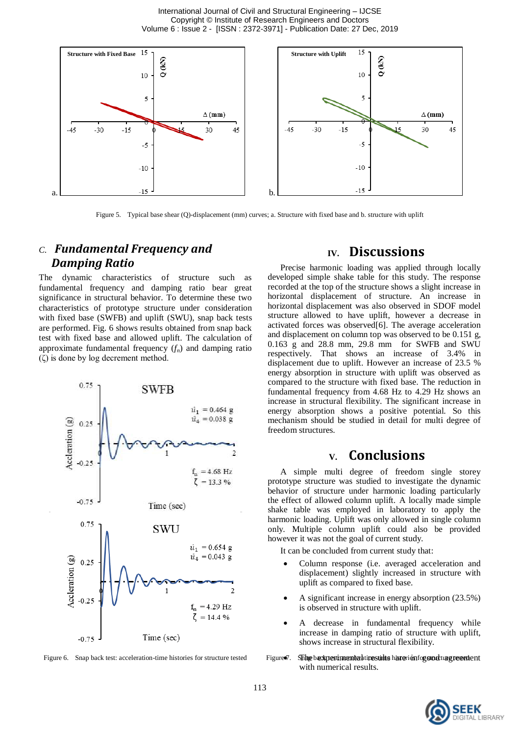Figure 5. Typical base shear (Q)-displacement (mm) curves; a. Structure with fixed base and b. structure with uplift

### C. *Fundamental Frequency and Damping Ratio*

The dynamic characteristics of structure such as fundamental frequency and damping ratio bear great significance in structural behavior. To determine these two characteristics of prototype structure under consideration with fixed base (SWFB) and uplift (SWU), snap back tests are performed. Fig. 6 shows results obtained from snap back test with fixed base and allowed uplift. The calculation of approximate fundamental frequency ($f_n$) and damping ratio ($\zeta$) is done by log decrement method.

Figure 6. Snap back test: acceleration-time histories for structure tested

## IV. Discussions

Precise harmonic loading was applied through locally developed simple shake table for this study. The response recorded at the top of the structure shows a slight increase in horizontal displacement of structure. An increase in horizontal displacement was also observed in SDOF model structure allowed to have uplift, however a decrease in activated forces was observed[6]. The average acceleration and displacement on column top was observed to be 0.151 g, 0.163 g and 28.8 mm, 29.8 mm for SWFB and SWU respectively. That shows an increase of 3.4% in displacement due to uplift. However an increase of 23.5 % energy absorption in structure with uplift was observed as compared to the structure with fixed base. The reduction in fundamental frequency from 4.68 Hz to 4.29 Hz shows an increase in structural flexibility. The significant increase in energy absorption shows a positive potential. So this mechanism should be studied in detail for multi degree of freedom structures.

## V. Conclusions

A simple multi degree of freedom single storey prototype structure was studied to investigate the dynamic behavior of structure under harmonic loading particularly the effect of allowed column uplift. A locally made simple shake table was employed in laboratory to apply the harmonic loading. Uplift was only allowed in single column only. Multiple column uplift could also be provided however it was not the goal of current study.

It can be concluded from current study that:

- Column response (i.e. averaged acceleration and displacement) slightly increased in structure with uplift as compared to fixed base.
- A significant increase in energy absorption (23.5%) is observed in structure with uplift.
- A decrease in fundamental frequency while increase in damping ratio of structure with uplift, shows increase in structural flexibility.
- The experimental results are in good agreement with numerical results.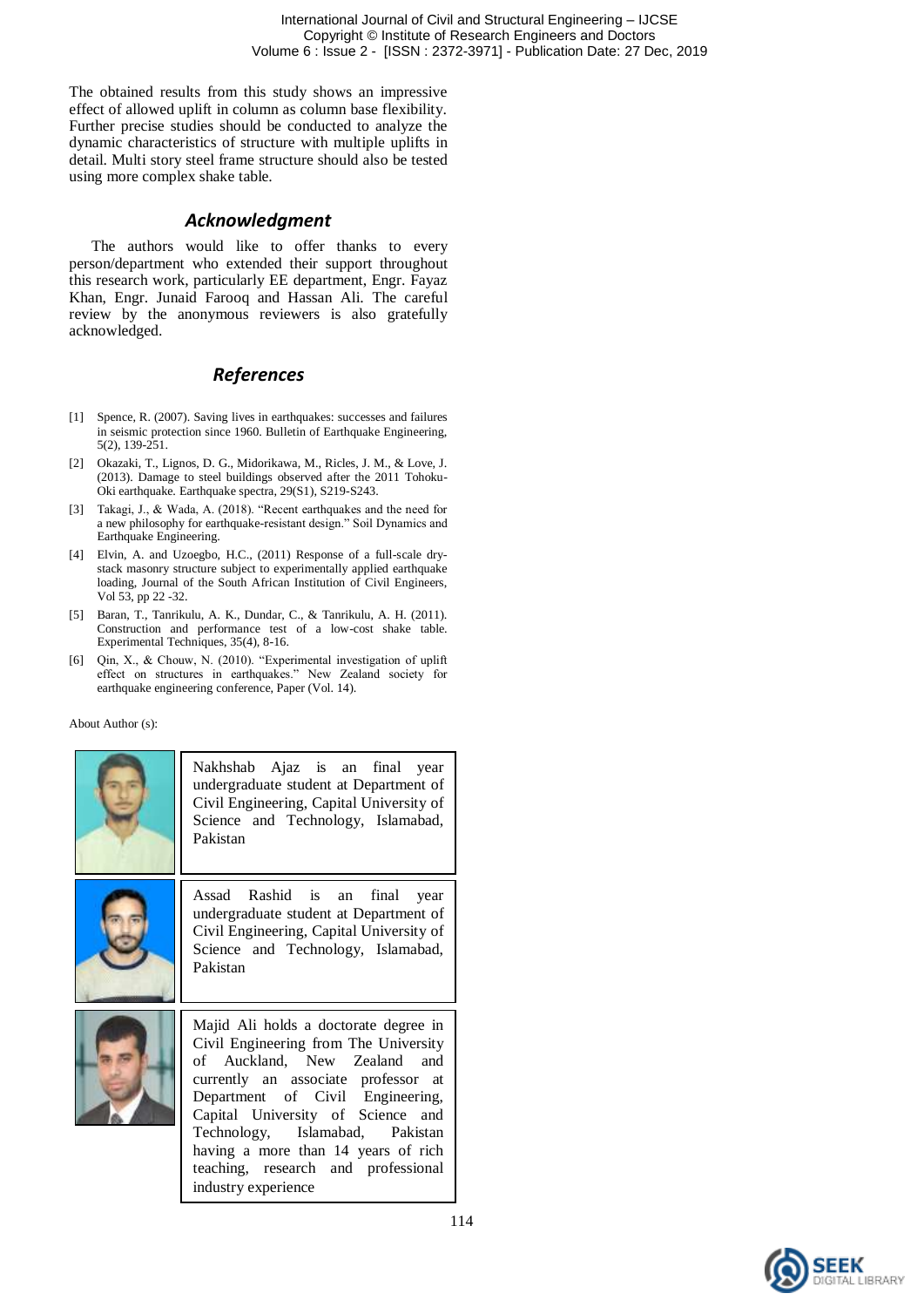The obtained results from this study shows an impressive effect of allowed uplift in column as column base flexibility. Further precise studies should be conducted to analyze the dynamic characteristics of structure with multiple uplifts in detail. Multi story steel frame structure should also be tested using more complex shake table.

## Acknowledgment

The authors would like to offer thanks to every person/department who extended their support throughout this research work, particularly EE department, Engr. Fayaz Khan, Engr. Junaid Farooq and Hassan Ali. The careful review by the anonymous reviewers is also gratefully acknowledged.

## References

[1] Spence, R. (2007). Saving lives in earthquakes: successes and failures in seismic protection since 1960. Bulletin of Earthquake Engineering, 5(2), 139-251.

[2] Okazaki, T., Lignos, D. G., Midorikawa, M., Ricles, J. M., & Love, J. (2013). Damage to steel buildings observed after the 2011 Tohoku-Oki earthquake. Earthquake spectra, 29(S1), S219-S243.

[3] Takagi, J., & Wada, A. (2018). "Recent earthquakes and the need for a new philosophy for earthquake-resistant design." Soil Dynamics and Earthquake Engineering.

[4] Elvin, A. and Uzoegbo, H.C., (2011) Response of a full-scale dry-stack masonry structure subject to experimentally applied earthquake loading, Journal of the South African Institution of Civil Engineers, Vol 53, pp 22 -32.

[5] Baran, T., Tanrikulu, A. K., Dundar, C., & Tanrikulu, A. H. (2011). Construction and performance test of a low-cost shake table. Experimental Techniques, 35(4), 8-16.

[6] Qin, X., & Chouw, N. (2010). "Experimental investigation of uplift effect on structures in earthquakes." New Zealand society for earthquake engineering conference, Paper (Vol. 14).

About Author (s):

Nakhshab Ajaz is an final year undergraduate student at Department of Civil Engineering, Capital University of Science and Technology, Islamabad, Pakistan

Assad Rashid is an final year undergraduate student at Department of Civil Engineering, Capital University of Science and Technology, Islamabad, Pakistan

Majid Ali holds a doctorate degree in Civil Engineering from The University of Auckland, New Zealand and currently an associate professor at Department of Civil Engineering, Capital University of Science and Technology, Islamabad, Pakistan having a more than 14 years of rich teaching, research and professional industry experience